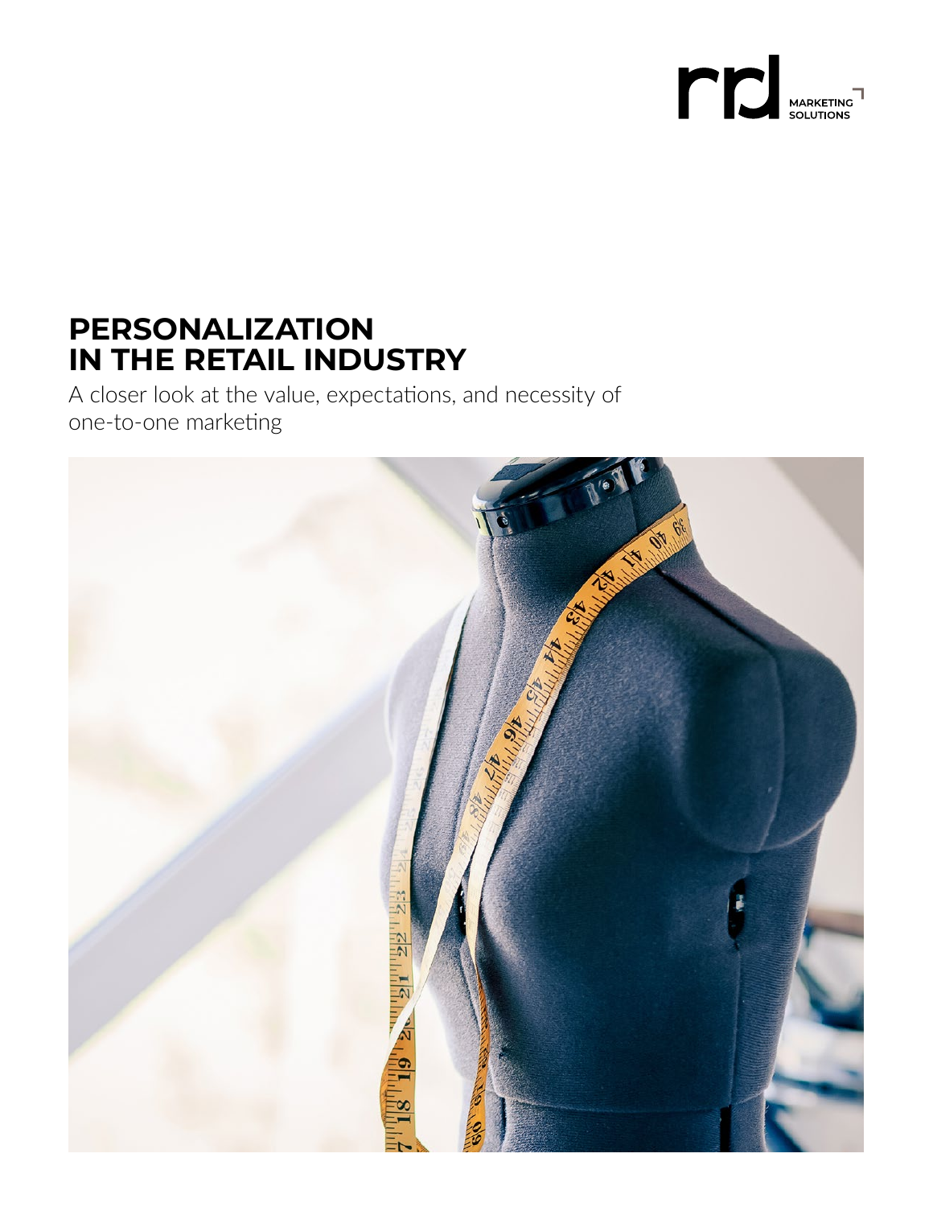rrd MARKETING SOLUTIONS

# PERSONALIZATION IN THE RETAIL INDUSTRY

A closer look at the value, expectations, and necessity of one-to-one marketing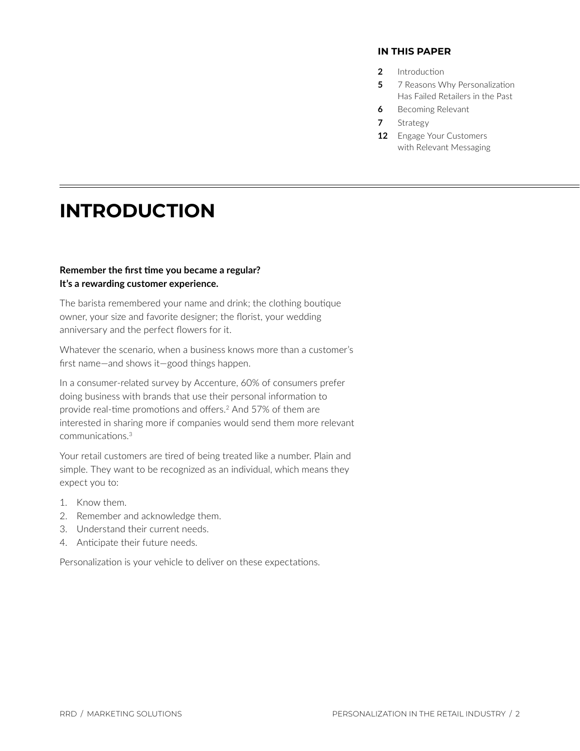**IN THIS PAPER**

- **2** Introduction
- **5** 7 Reasons Why Personalization Has Failed Retailers in the Past
- **6** Becoming Relevant
- **7** Strategy
- **12** Engage Your Customers with Relevant Messaging

# INTRODUCTION

**Remember the first time you became a regular?
It's a rewarding customer experience.**

The barista remembered your name and drink; the clothing boutique owner, your size and favorite designer; the florist, your wedding anniversary and the perfect flowers for it.

Whatever the scenario, when a business knows more than a customer's first name—and shows it—good things happen.

In a consumer-related survey by Accenture, 60% of consumers prefer doing business with brands that use their personal information to provide real-time promotions and offers.[2] And 57% of them are interested in sharing more if companies would send them more relevant communications.[3]

Your retail customers are tired of being treated like a number. Plain and simple. They want to be recognized as an individual, which means they expect you to:

1. Know them.
2. Remember and acknowledge them.
3. Understand their current needs.
4. Anticipate their future needs.

Personalization is your vehicle to deliver on these expectations.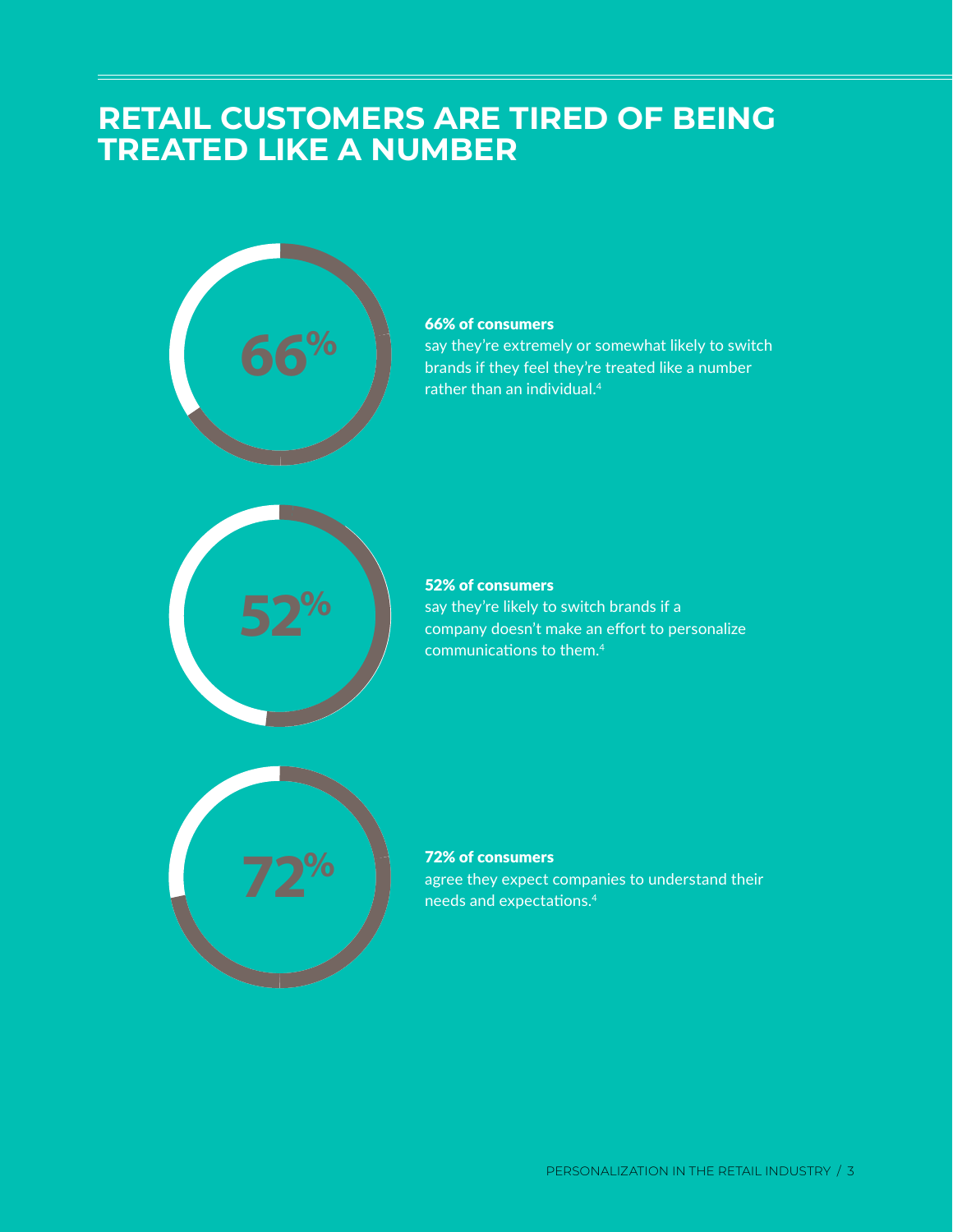# RETAIL CUSTOMERS ARE TIRED OF BEING TREATED LIKE A NUMBER

66%

**66% of consumers**
say they're extremely or somewhat likely to switch brands if they feel they're treated like a number rather than an individual.[4]

52%

**52% of consumers**
say they're likely to switch brands if a company doesn't make an effort to personalize communications to them.[4]

72%

**72% of consumers**
agree they expect companies to understand their needs and expectations.[4]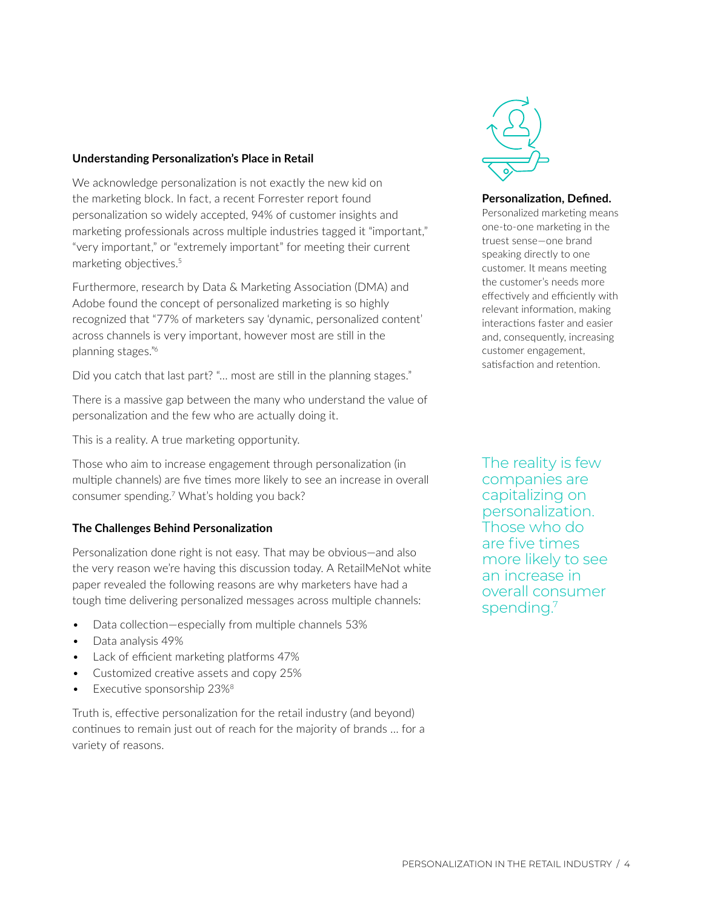### Understanding Personalization's Place in Retail

We acknowledge personalization is not exactly the new kid on the marketing block. In fact, a recent Forrester report found personalization so widely accepted, 94% of customer insights and marketing professionals across multiple industries tagged it "important," "very important," or "extremely important" for meeting their current marketing objectives.[5]

Furthermore, research by Data & Marketing Association (DMA) and Adobe found the concept of personalized marketing is so highly recognized that "77% of marketers say 'dynamic, personalized content' across channels is very important, however most are still in the planning stages."[6]

Did you catch that last part? "... most are still in the planning stages."

There is a massive gap between the many who understand the value of personalization and the few who are actually doing it.

This is a reality. A true marketing opportunity.

Those who aim to increase engagement through personalization (in multiple channels) are five times more likely to see an increase in overall consumer spending.[7] What's holding you back?

**Personalization, Defined.**

Personalized marketing means one-to-one marketing in the truest sense—one brand speaking directly to one customer. It means meeting the customer's needs more effectively and efficiently with relevant information, making interactions faster and easier and, consequently, increasing customer engagement, satisfaction and retention.

### The Challenges Behind Personalization

Personalization done right is not easy. That may be obvious—and also the very reason we're having this discussion today. A RetailMeNot white paper revealed the following reasons are why marketers have had a tough time delivering personalized messages across multiple channels:

- Data collection—especially from multiple channels 53%
- Data analysis 49%
- Lack of efficient marketing platforms 47%
- Customized creative assets and copy 25%
- Executive sponsorship 23%[8]

Truth is, effective personalization for the retail industry (and beyond) continues to remain just out of reach for the majority of brands ... for a variety of reasons.

The reality is few companies are capitalizing on personalization. Those who do are five times more likely to see an increase in overall consumer spending.[7]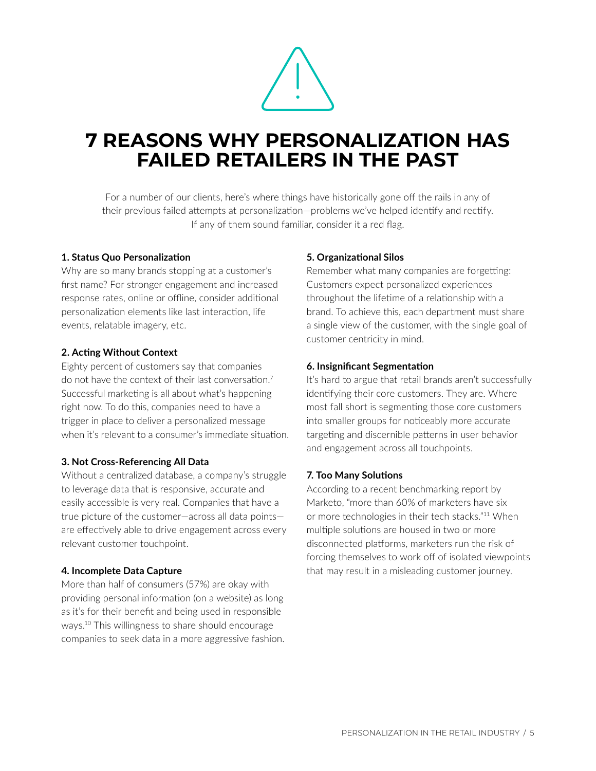# 7 REASONS WHY PERSONALIZATION HAS FAILED RETAILERS IN THE PAST

For a number of our clients, here's where things have historically gone off the rails in any of their previous failed attempts at personalization—problems we've helped identify and rectify. If any of them sound familiar, consider it a red flag.

**1. Status Quo Personalization**

Why are so many brands stopping at a customer's first name? For stronger engagement and increased response rates, online or offline, consider additional personalization elements like last interaction, life events, relatable imagery, etc.

**2. Acting Without Context**

Eighty percent of customers say that companies do not have the context of their last conversation.[7] Successful marketing is all about what's happening right now. To do this, companies need to have a trigger in place to deliver a personalized message when it's relevant to a consumer's immediate situation.

**3. Not Cross-Referencing All Data**

Without a centralized database, a company's struggle to leverage data that is responsive, accurate and easily accessible is very real. Companies that have a true picture of the customer—across all data points—are effectively able to drive engagement across every relevant customer touchpoint.

**4. Incomplete Data Capture**

More than half of consumers (57%) are okay with providing personal information (on a website) as long as it's for their benefit and being used in responsible ways.[10] This willingness to share should encourage companies to seek data in a more aggressive fashion.

**5. Organizational Silos**

Remember what many companies are forgetting: Customers expect personalized experiences throughout the lifetime of a relationship with a brand. To achieve this, each department must share a single view of the customer, with the single goal of customer centricity in mind.

**6. Insignificant Segmentation**

It's hard to argue that retail brands aren't successfully identifying their core customers. They are. Where most fall short is segmenting those core customers into smaller groups for noticeably more accurate targeting and discernible patterns in user behavior and engagement across all touchpoints.

**7. Too Many Solutions**

According to a recent benchmarking report by Marketo, "more than 60% of marketers have six or more technologies in their tech stacks."[11] When multiple solutions are housed in two or more disconnected platforms, marketers run the risk of forcing themselves to work off of isolated viewpoints that may result in a misleading customer journey.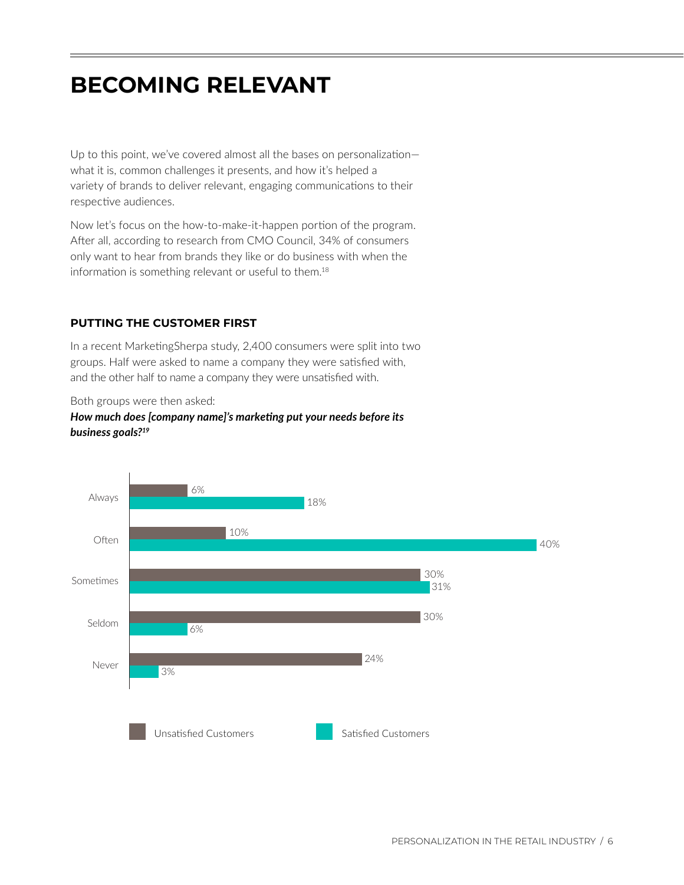# BECOMING RELEVANT

Up to this point, we've covered almost all the bases on personalization—what it is, common challenges it presents, and how it's helped a variety of brands to deliver relevant, engaging communications to their respective audiences.

Now let's focus on the how-to-make-it-happen portion of the program. After all, according to research from CMO Council, 34% of consumers only want to hear from brands they like or do business with when the information is something relevant or useful to them.[18]

### PUTTING THE CUSTOMER FIRST

In a recent MarketingSherpa study, 2,400 consumers were split into two groups. Half were asked to name a company they were satisfied with, and the other half to name a company they were unsatisfied with.

Both groups were then asked:

***How much does [company name]'s marketing put your needs before its business goals?[19]***

| | Unsatisfied Customers | Satisfied Customers |
|---|---|---|
| Always | 6% | 18% |
| Often | 10% | 40% |
| Sometimes | 30% | 31% |
| Seldom | 30% | 6% |
| Never | 24% | 3% |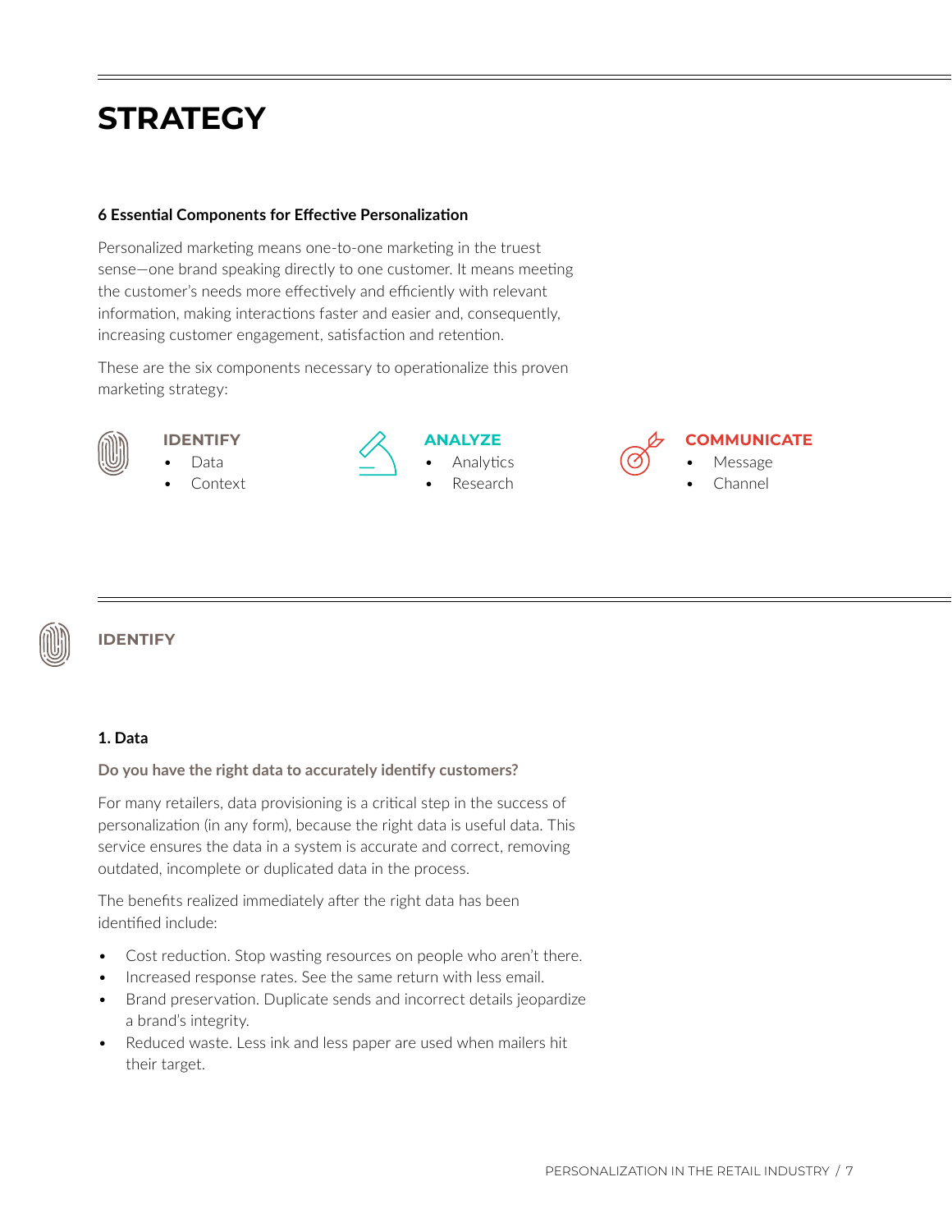# STRATEGY

#### 6 Essential Components for Effective Personalization

Personalized marketing means one-to-one marketing in the truest sense—one brand speaking directly to one customer. It means meeting the customer's needs more effectively and efficiently with relevant information, making interactions faster and easier and, consequently, increasing customer engagement, satisfaction and retention.

These are the six components necessary to operationalize this proven marketing strategy:

**IDENTIFY**
- Data
- Context

**ANALYZE**
- Analytics
- Research

**COMMUNICATE**
- Message
- Channel

## IDENTIFY

### 1. Data

**Do you have the right data to accurately identify customers?**

For many retailers, data provisioning is a critical step in the success of personalization (in any form), because the right data is useful data. This service ensures the data in a system is accurate and correct, removing outdated, incomplete or duplicated data in the process.

The benefits realized immediately after the right data has been identified include:

- Cost reduction. Stop wasting resources on people who aren't there.
- Increased response rates. See the same return with less email.
- Brand preservation. Duplicate sends and incorrect details jeopardize a brand's integrity.
- Reduced waste. Less ink and less paper are used when mailers hit their target.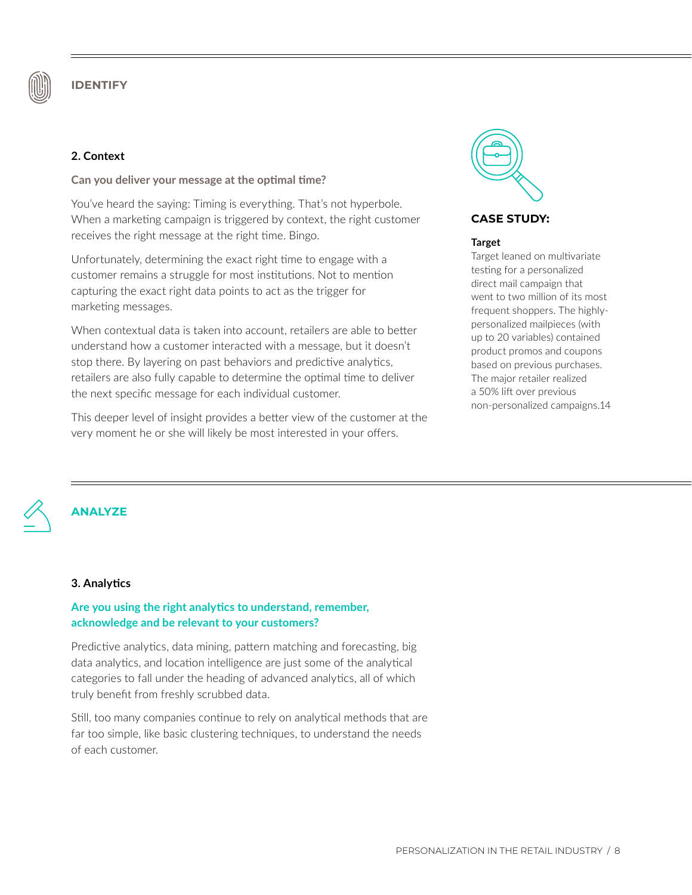## IDENTIFY

### 2. Context

**Can you deliver your message at the optimal time?**

You've heard the saying: Timing is everything. That's not hyperbole. When a marketing campaign is triggered by context, the right customer receives the right message at the right time. Bingo.

Unfortunately, determining the exact right time to engage with a customer remains a struggle for most institutions. Not to mention capturing the exact right data points to act as the trigger for marketing messages.

When contextual data is taken into account, retailers are able to better understand how a customer interacted with a message, but it doesn't stop there. By layering on past behaviors and predictive analytics, retailers are also fully capable to determine the optimal time to deliver the next specific message for each individual customer.

This deeper level of insight provides a better view of the customer at the very moment he or she will likely be most interested in your offers.

**CASE STUDY:**

**Target**

Target leaned on multivariate testing for a personalized direct mail campaign that went to two million of its most frequent shoppers. The highly-personalized mailpieces (with up to 20 variables) contained product promos and coupons based on previous purchases. The major retailer realized a 50% lift over previous non-personalized campaigns.14

## ANALYZE

### 3. Analytics

**Are you using the right analytics to understand, remember, acknowledge and be relevant to your customers?**

Predictive analytics, data mining, pattern matching and forecasting, big data analytics, and location intelligence are just some of the analytical categories to fall under the heading of advanced analytics, all of which truly benefit from freshly scrubbed data.

Still, too many companies continue to rely on analytical methods that are far too simple, like basic clustering techniques, to understand the needs of each customer.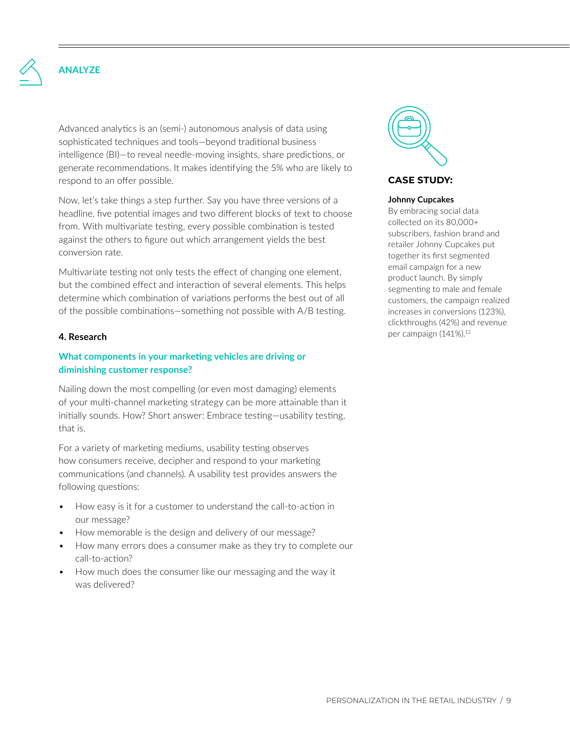## ANALYZE

Advanced analytics is an (semi-) autonomous analysis of data using sophisticated techniques and tools—beyond traditional business intelligence (BI)—to reveal needle-moving insights, share predictions, or generate recommendations. It makes identifying the 5% who are likely to respond to an offer possible.

Now, let's take things a step further. Say you have three versions of a headline, five potential images and two different blocks of text to choose from. With multivariate testing, every possible combination is tested against the others to figure out which arrangement yields the best conversion rate.

Multivariate testing not only tests the effect of changing one element, but the combined effect and interaction of several elements. This helps determine which combination of variations performs the best out of all of the possible combinations—something not possible with A/B testing.

### 4. Research

**What components in your marketing vehicles are driving or diminishing customer response?**

Nailing down the most compelling (or even most damaging) elements of your multi-channel marketing strategy can be more attainable than it initially sounds. How? Short answer: Embrace testing—usability testing, that is.

For a variety of marketing mediums, usability testing observes how consumers receive, decipher and respond to your marketing communications (and channels). A usability test provides answers the following questions:

- How easy is it for a customer to understand the call-to-action in our message?
- How memorable is the design and delivery of our message?
- How many errors does a consumer make as they try to complete our call-to-action?
- How much does the consumer like our messaging and the way it was delivered?

**CASE STUDY:**

**Johnny Cupcakes**
By embracing social data collected on its 80,000+ subscribers, fashion brand and retailer Johnny Cupcakes put together its first segmented email campaign for a new product launch. By simply segmenting to male and female customers, the campaign realized increases in conversions (123%), clickthroughs (42%) and revenue per campaign (141%).[12]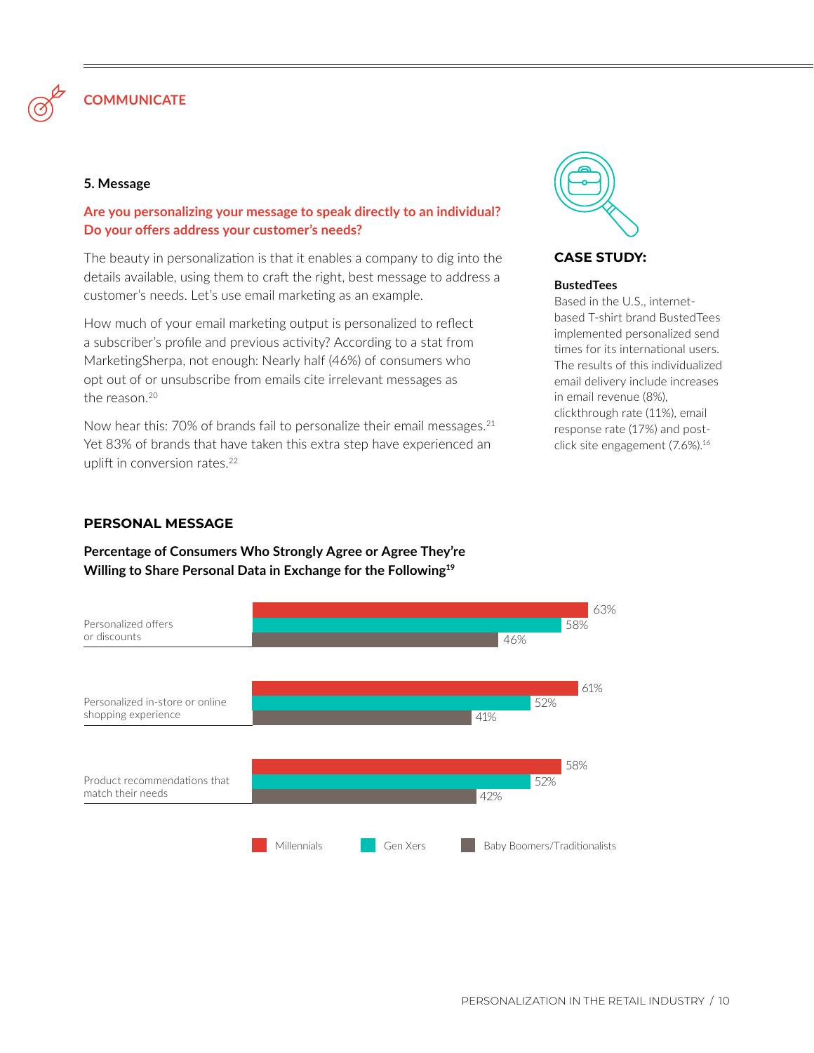## COMMUNICATE

### 5. Message

**Are you personalizing your message to speak directly to an individual? Do your offers address your customer's needs?**

The beauty in personalization is that it enables a company to dig into the details available, using them to craft the right, best message to address a customer's needs. Let's use email marketing as an example.

How much of your email marketing output is personalized to reflect a subscriber's profile and previous activity? According to a stat from MarketingSherpa, not enough: Nearly half (46%) of consumers who opt out of or unsubscribe from emails cite irrelevant messages as the reason.[20]

Now hear this: 70% of brands fail to personalize their email messages.[21] Yet 83% of brands that have taken this extra step have experienced an uplift in conversion rates.[22]

### CASE STUDY:

**BustedTees**

Based in the U.S., internet-based T-shirt brand BustedTees implemented personalized send times for its international users. The results of this individualized email delivery include increases in email revenue (8%), clickthrough rate (11%), email response rate (17%) and post-click site engagement (7.6%).[16]

### PERSONAL MESSAGE

**Percentage of Consumers Who Strongly Agree or Agree They're Willing to Share Personal Data in Exchange for the Following[19]**

| | Millennials | Gen Xers | Baby Boomers/Traditionalists |
| --- | --- | --- | --- |
| Personalized offers or discounts | 63% | 58% | 46% |
| Personalized in-store or online shopping experience | 61% | 52% | 41% |
| Product recommendations that match their needs | 58% | 52% | 42% |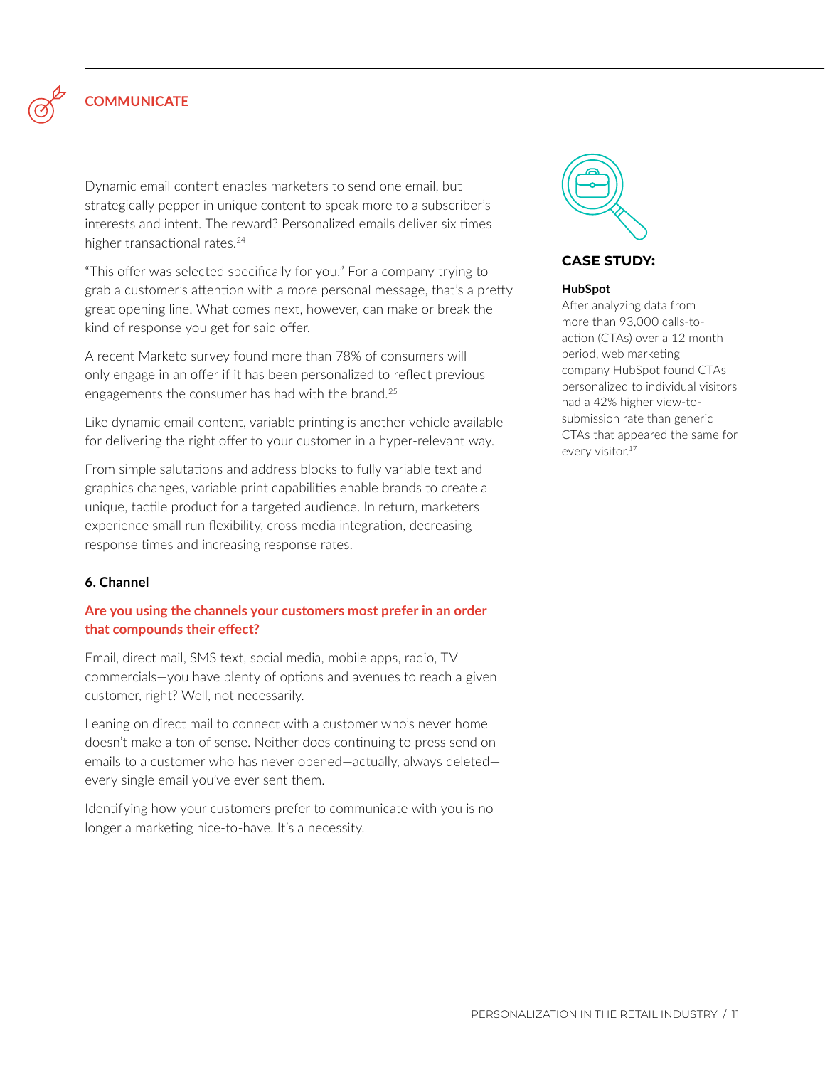## COMMUNICATE

Dynamic email content enables marketers to send one email, but strategically pepper in unique content to speak more to a subscriber's interests and intent. The reward? Personalized emails deliver six times higher transactional rates.[24]

"This offer was selected specifically for you." For a company trying to grab a customer's attention with a more personal message, that's a pretty great opening line. What comes next, however, can make or break the kind of response you get for said offer.

A recent Marketo survey found more than 78% of consumers will only engage in an offer if it has been personalized to reflect previous engagements the consumer has had with the brand.[25]

Like dynamic email content, variable printing is another vehicle available for delivering the right offer to your customer in a hyper-relevant way.

From simple salutations and address blocks to fully variable text and graphics changes, variable print capabilities enable brands to create a unique, tactile product for a targeted audience. In return, marketers experience small run flexibility, cross media integration, decreasing response times and increasing response rates.

### 6. Channel

**Are you using the channels your customers most prefer in an order that compounds their effect?**

Email, direct mail, SMS text, social media, mobile apps, radio, TV commercials—you have plenty of options and avenues to reach a given customer, right? Well, not necessarily.

Leaning on direct mail to connect with a customer who's never home doesn't make a ton of sense. Neither does continuing to press send on emails to a customer who has never opened—actually, always deleted—every single email you've ever sent them.

Identifying how your customers prefer to communicate with you is no longer a marketing nice-to-have. It's a necessity.

### CASE STUDY:

**HubSpot**

After analyzing data from more than 93,000 calls-to-action (CTAs) over a 12 month period, web marketing company HubSpot found CTAs personalized to individual visitors had a 42% higher view-to-submission rate than generic CTAs that appeared the same for every visitor.[17]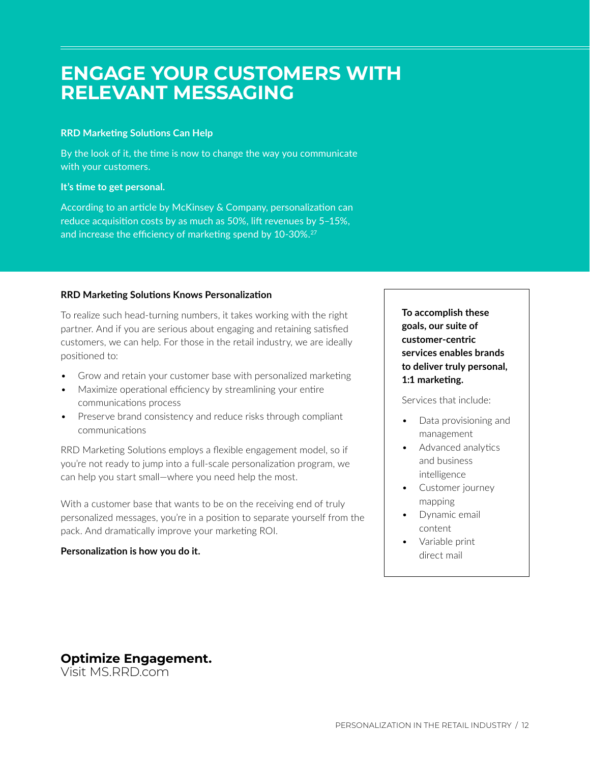# ENGAGE YOUR CUSTOMERS WITH RELEVANT MESSAGING

**RRD Marketing Solutions Can Help**

By the look of it, the time is now to change the way you communicate with your customers.

**It's time to get personal.**

According to an article by McKinsey & Company, personalization can reduce acquisition costs by as much as 50%, lift revenues by 5–15%, and increase the efficiency of marketing spend by 10-30%.[27]

**RRD Marketing Solutions Knows Personalization**

To realize such head-turning numbers, it takes working with the right partner. And if you are serious about engaging and retaining satisfied customers, we can help. For those in the retail industry, we are ideally positioned to:

- Grow and retain your customer base with personalized marketing
- Maximize operational efficiency by streamlining your entire communications process
- Preserve brand consistency and reduce risks through compliant communications

RRD Marketing Solutions employs a flexible engagement model, so if you're not ready to jump into a full-scale personalization program, we can help you start small—where you need help the most.

With a customer base that wants to be on the receiving end of truly personalized messages, you're in a position to separate yourself from the pack. And dramatically improve your marketing ROI.

**Personalization is how you do it.**

**To accomplish these goals, our suite of customer-centric services enables brands to deliver truly personal, 1:1 marketing.**

Services that include:

- Data provisioning and management
- Advanced analytics and business intelligence
- Customer journey mapping
- Dynamic email content
- Variable print direct mail

**Optimize Engagement.**
Visit MS.RRD.com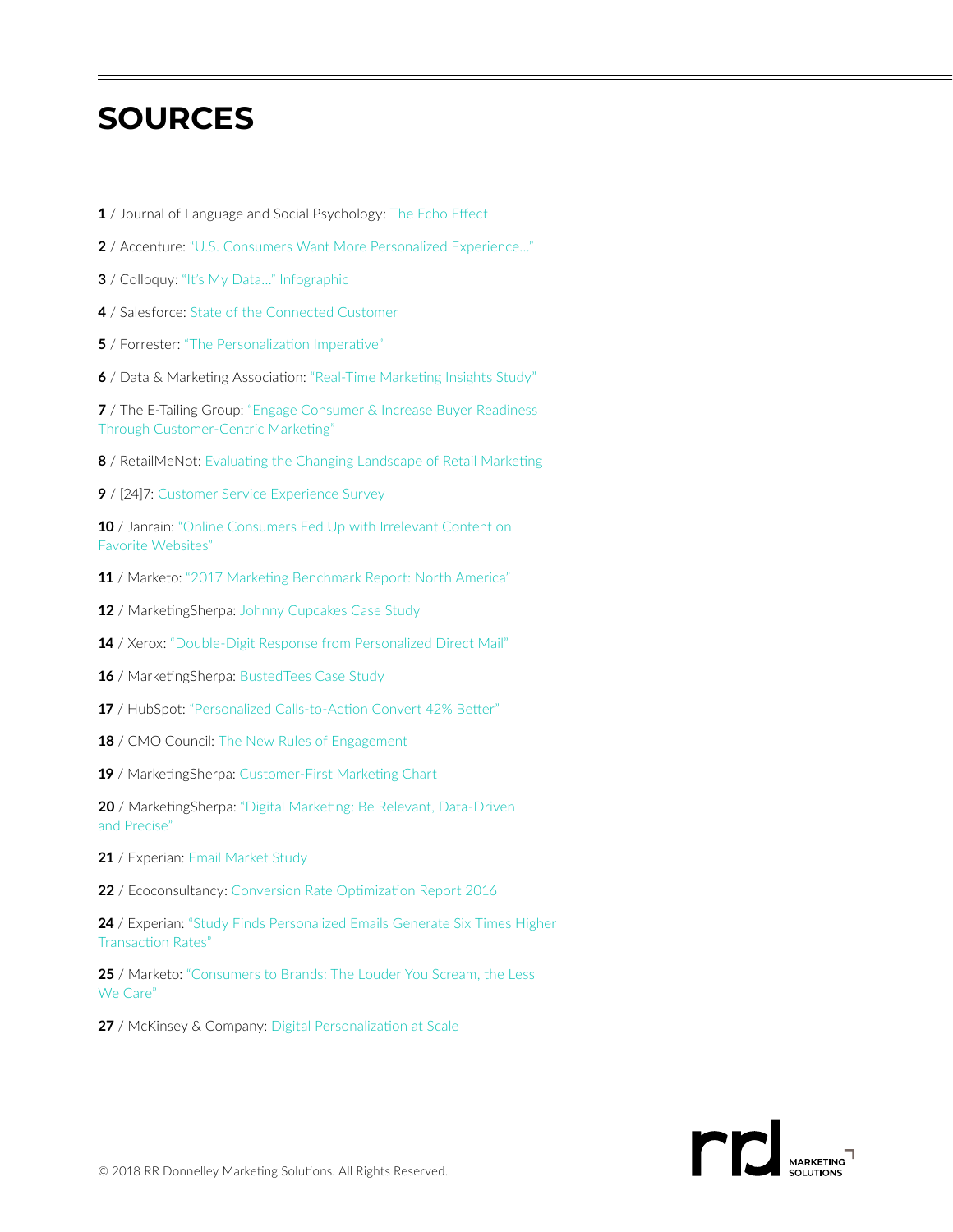# SOURCES

**1** / Journal of Language and Social Psychology: The Echo Effect

**2** / Accenture: "U.S. Consumers Want More Personalized Experience..."

**3** / Colloquy: "It's My Data..." Infographic

**4** / Salesforce: State of the Connected Customer

**5** / Forrester: "The Personalization Imperative"

**6** / Data & Marketing Association: "Real-Time Marketing Insights Study"

**7** / The E-Tailing Group: "Engage Consumer & Increase Buyer Readiness Through Customer-Centric Marketing"

**8** / RetailMeNot: Evaluating the Changing Landscape of Retail Marketing

**9** / [24]7: Customer Service Experience Survey

**10** / Janrain: "Online Consumers Fed Up with Irrelevant Content on Favorite Websites"

**11** / Marketo: "2017 Marketing Benchmark Report: North America"

**12** / MarketingSherpa: Johnny Cupcakes Case Study

**14** / Xerox: "Double-Digit Response from Personalized Direct Mail"

**16** / MarketingSherpa: BustedTees Case Study

**17** / HubSpot: "Personalized Calls-to-Action Convert 42% Better"

**18** / CMO Council: The New Rules of Engagement

**19** / MarketingSherpa: Customer-First Marketing Chart

**20** / MarketingSherpa: "Digital Marketing: Be Relevant, Data-Driven and Precise"

**21** / Experian: Email Market Study

**22** / Ecoconsultancy: Conversion Rate Optimization Report 2016

**24** / Experian: "Study Finds Personalized Emails Generate Six Times Higher Transaction Rates"

**25** / Marketo: "Consumers to Brands: The Louder You Scream, the Less We Care"

**27** / McKinsey & Company: Digital Personalization at Scale

© 2018 RR Donnelley Marketing Solutions. All Rights Reserved.